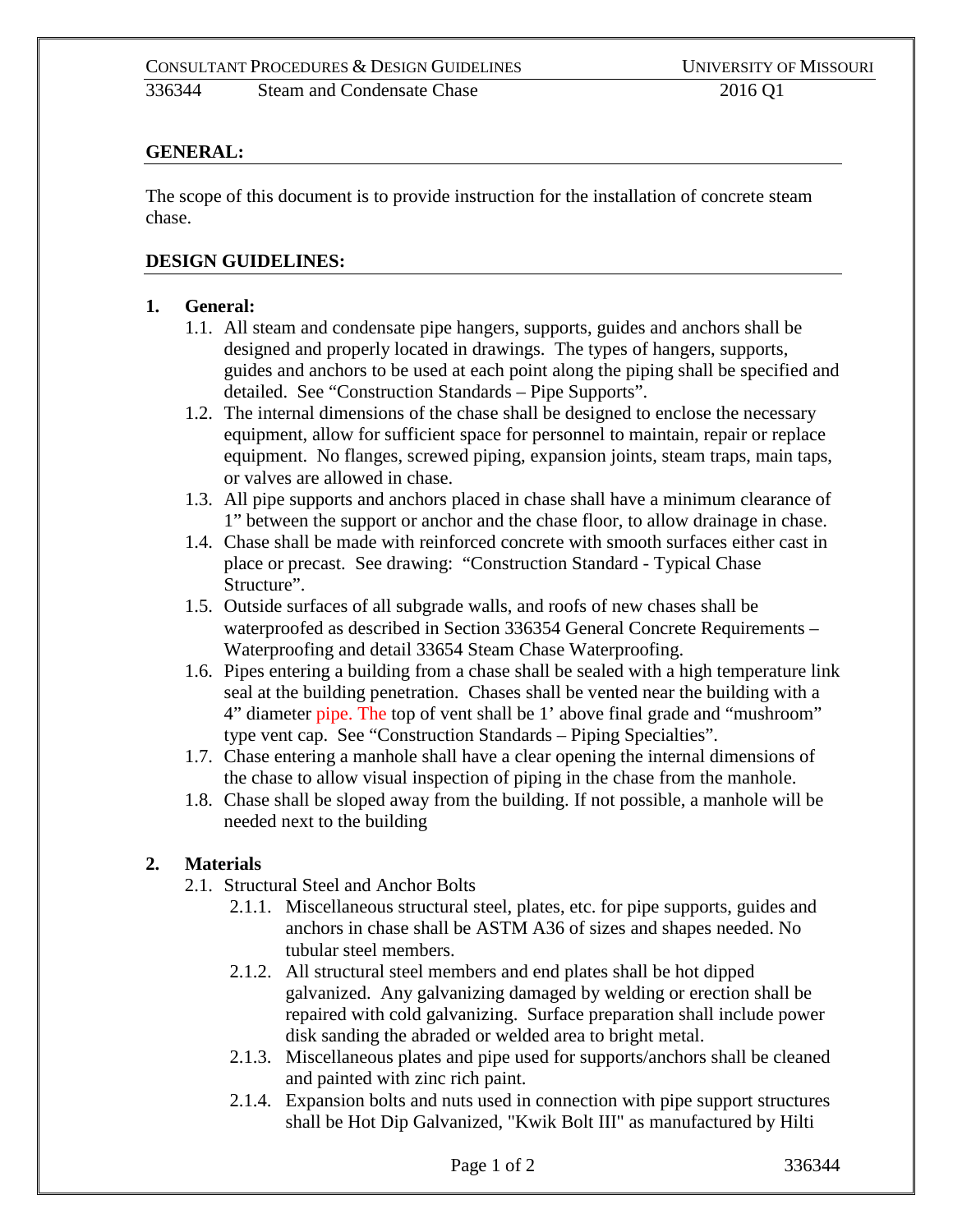CONSULTANT PROCEDURES & DESIGN GUIDELINES — UNIVERSITY OF MISSOURI

336344 Steam and Condensate Chase 2016 Q1

## GENERAL:

The scope of this document is to provide instruction for the installation of concrete steam chase.

## DESIGN GUIDELINES:

**1. General:**

1.1. All steam and condensate pipe hangers, supports, guides and anchors shall be designed and properly located in drawings. The types of hangers, supports, guides and anchors to be used at each point along the piping shall be specified and detailed. See "Construction Standards – Pipe Supports".

1.2. The internal dimensions of the chase shall be designed to enclose the necessary equipment, allow for sufficient space for personnel to maintain, repair or replace equipment. No flanges, screwed piping, expansion joints, steam traps, main taps, or valves are allowed in chase.

1.3. All pipe supports and anchors placed in chase shall have a minimum clearance of 1" between the support or anchor and the chase floor, to allow drainage in chase.

1.4. Chase shall be made with reinforced concrete with smooth surfaces either cast in place or precast. See drawing: "Construction Standard - Typical Chase Structure".

1.5. Outside surfaces of all subgrade walls, and roofs of new chases shall be waterproofed as described in Section 336354 General Concrete Requirements – Waterproofing and detail 33654 Steam Chase Waterproofing.

1.6. Pipes entering a building from a chase shall be sealed with a high temperature link seal at the building penetration. Chases shall be vented near the building with a 4" diameter pipe. The top of vent shall be 1' above final grade and "mushroom" type vent cap. See "Construction Standards – Piping Specialties".

1.7. Chase entering a manhole shall have a clear opening the internal dimensions of the chase to allow visual inspection of piping in the chase from the manhole.

1.8. Chase shall be sloped away from the building. If not possible, a manhole will be needed next to the building

**2. Materials**

2.1. Structural Steel and Anchor Bolts

2.1.1. Miscellaneous structural steel, plates, etc. for pipe supports, guides and anchors in chase shall be ASTM A36 of sizes and shapes needed. No tubular steel members.

2.1.2. All structural steel members and end plates shall be hot dipped galvanized. Any galvanizing damaged by welding or erection shall be repaired with cold galvanizing. Surface preparation shall include power disk sanding the abraded or welded area to bright metal.

2.1.3. Miscellaneous plates and pipe used for supports/anchors shall be cleaned and painted with zinc rich paint.

2.1.4. Expansion bolts and nuts used in connection with pipe support structures shall be Hot Dip Galvanized, "Kwik Bolt III" as manufactured by Hilti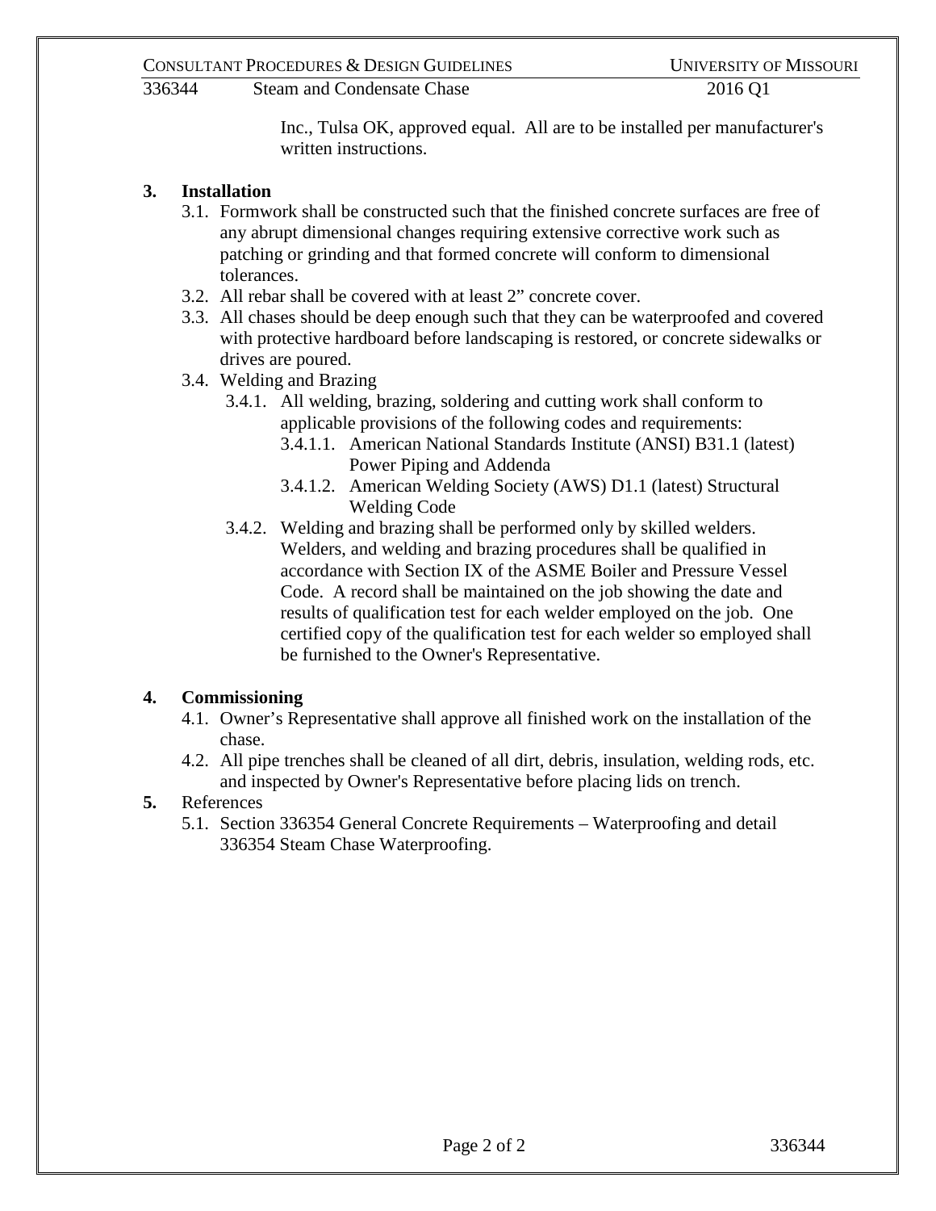Inc., Tulsa OK, approved equal. All are to be installed per manufacturer's written instructions.

## 3. Installation

3.1. Formwork shall be constructed such that the finished concrete surfaces are free of any abrupt dimensional changes requiring extensive corrective work such as patching or grinding and that formed concrete will conform to dimensional tolerances.

3.2. All rebar shall be covered with at least 2" concrete cover.

3.3. All chases should be deep enough such that they can be waterproofed and covered with protective hardboard before landscaping is restored, or concrete sidewalks or drives are poured.

3.4. Welding and Brazing

3.4.1. All welding, brazing, soldering and cutting work shall conform to applicable provisions of the following codes and requirements:

3.4.1.1. American National Standards Institute (ANSI) B31.1 (latest) Power Piping and Addenda

3.4.1.2. American Welding Society (AWS) D1.1 (latest) Structural Welding Code

3.4.2. Welding and brazing shall be performed only by skilled welders. Welders, and welding and brazing procedures shall be qualified in accordance with Section IX of the ASME Boiler and Pressure Vessel Code. A record shall be maintained on the job showing the date and results of qualification test for each welder employed on the job. One certified copy of the qualification test for each welder so employed shall be furnished to the Owner's Representative.

## 4. Commissioning

4.1. Owner's Representative shall approve all finished work on the installation of the chase.

4.2. All pipe trenches shall be cleaned of all dirt, debris, insulation, welding rods, etc. and inspected by Owner's Representative before placing lids on trench.

## 5. References

5.1. Section 336354 General Concrete Requirements – Waterproofing and detail 336354 Steam Chase Waterproofing.